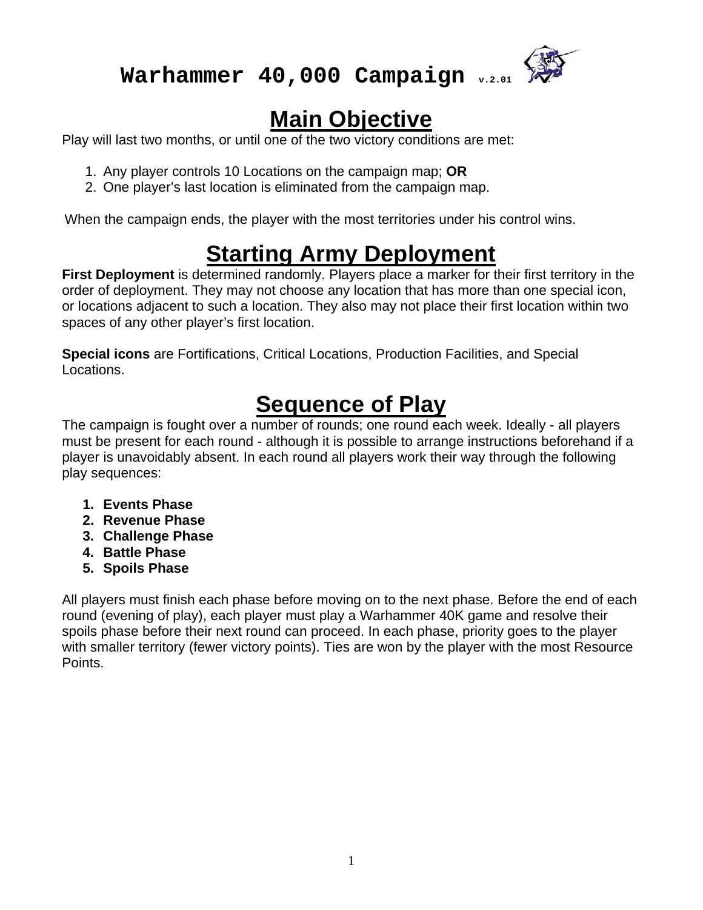# Warhammer 40,000 Campaign v.2.01

## Main Objective

Play will last two months, or until one of the two victory conditions are met:

1. Any player controls 10 Locations on the campaign map; **OR**
2. One player's last location is eliminated from the campaign map.

When the campaign ends, the player with the most territories under his control wins.

## Starting Army Deployment

**First Deployment** is determined randomly. Players place a marker for their first territory in the order of deployment. They may not choose any location that has more than one special icon, or locations adjacent to such a location. They also may not place their first location within two spaces of any other player's first location.

**Special icons** are Fortifications, Critical Locations, Production Facilities, and Special Locations.

## Sequence of Play

The campaign is fought over a number of rounds; one round each week. Ideally - all players must be present for each round - although it is possible to arrange instructions beforehand if a player is unavoidably absent. In each round all players work their way through the following play sequences:

1. **Events Phase**
2. **Revenue Phase**
3. **Challenge Phase**
4. **Battle Phase**
5. **Spoils Phase**

All players must finish each phase before moving on to the next phase. Before the end of each round (evening of play), each player must play a Warhammer 40K game and resolve their spoils phase before their next round can proceed. In each phase, priority goes to the player with smaller territory (fewer victory points). Ties are won by the player with the most Resource Points.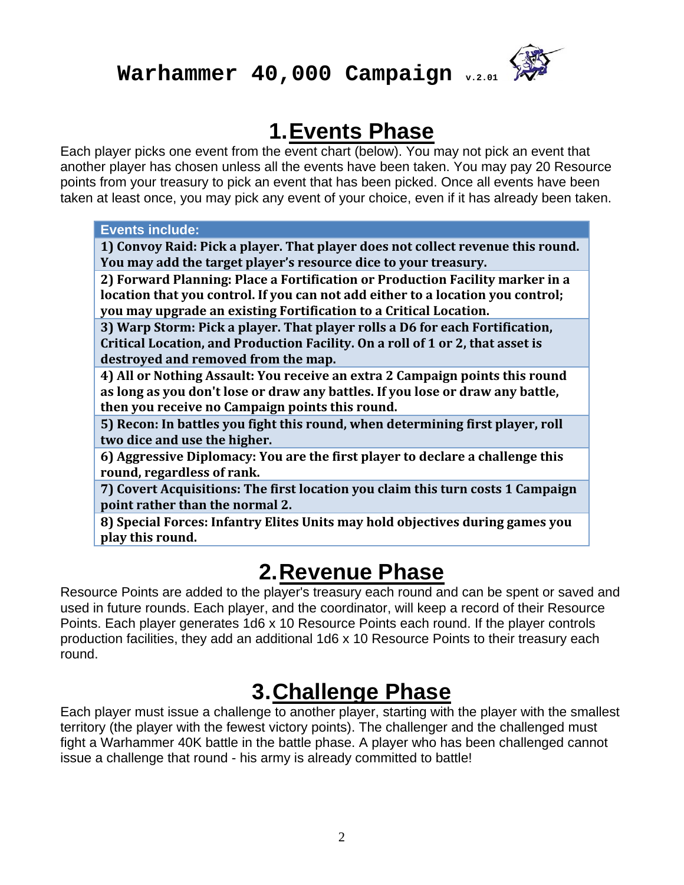# Warhammer 40,000 Campaign v.2.01

## 1. Events Phase

Each player picks one event from the event chart (below). You may not pick an event that another player has chosen unless all the events have been taken. You may pay 20 Resource points from your treasury to pick an event that has been picked. Once all events have been taken at least once, you may pick any event of your choice, even if it has already been taken.

| Events include: |
|---|
| **1) Convoy Raid: Pick a player. That player does not collect revenue this round. You may add the target player's resource dice to your treasury.** |
| **2) Forward Planning: Place a Fortification or Production Facility marker in a location that you control. If you can not add either to a location you control; you may upgrade an existing Fortification to a Critical Location.** |
| **3) Warp Storm: Pick a player. That player rolls a D6 for each Fortification, Critical Location, and Production Facility. On a roll of 1 or 2, that asset is destroyed and removed from the map.** |
| **4) All or Nothing Assault: You receive an extra 2 Campaign points this round as long as you don't lose or draw any battles. If you lose or draw any battle, then you receive no Campaign points this round.** |
| **5) Recon: In battles you fight this round, when determining first player, roll two dice and use the higher.** |
| **6) Aggressive Diplomacy: You are the first player to declare a challenge this round, regardless of rank.** |
| **7) Covert Acquisitions: The first location you claim this turn costs 1 Campaign point rather than the normal 2.** |
| **8) Special Forces: Infantry Elites Units may hold objectives during games you play this round.** |

## 2. Revenue Phase

Resource Points are added to the player's treasury each round and can be spent or saved and used in future rounds. Each player, and the coordinator, will keep a record of their Resource Points. Each player generates 1d6 x 10 Resource Points each round. If the player controls production facilities, they add an additional 1d6 x 10 Resource Points to their treasury each round.

## 3. Challenge Phase

Each player must issue a challenge to another player, starting with the player with the smallest territory (the player with the fewest victory points). The challenger and the challenged must fight a Warhammer 40K battle in the battle phase. A player who has been challenged cannot issue a challenge that round - his army is already committed to battle!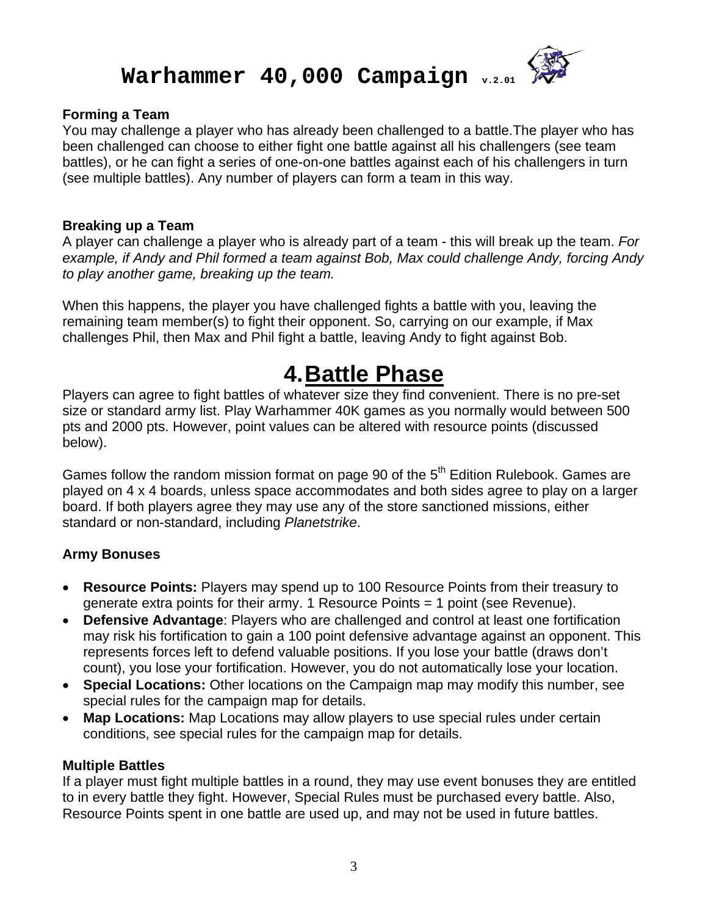# Warhammer 40,000 Campaign v.2.01

### Forming a Team

You may challenge a player who has already been challenged to a battle.The player who has been challenged can choose to either fight one battle against all his challengers (see team battles), or he can fight a series of one-on-one battles against each of his challengers in turn (see multiple battles). Any number of players can form a team in this way.

### Breaking up a Team

A player can challenge a player who is already part of a team - this will break up the team. *For example, if Andy and Phil formed a team against Bob, Max could challenge Andy, forcing Andy to play another game, breaking up the team.*

When this happens, the player you have challenged fights a battle with you, leaving the remaining team member(s) to fight their opponent. So, carrying on our example, if Max challenges Phil, then Max and Phil fight a battle, leaving Andy to fight against Bob.

## 4. Battle Phase

Players can agree to fight battles of whatever size they find convenient. There is no pre-set size or standard army list. Play Warhammer 40K games as you normally would between 500 pts and 2000 pts. However, point values can be altered with resource points (discussed below).

Games follow the random mission format on page 90 of the 5th Edition Rulebook. Games are played on 4 x 4 boards, unless space accommodates and both sides agree to play on a larger board. If both players agree they may use any of the store sanctioned missions, either standard or non-standard, including *Planetstrike*.

### Army Bonuses

- **Resource Points:** Players may spend up to 100 Resource Points from their treasury to generate extra points for their army. 1 Resource Points = 1 point (see Revenue).
- **Defensive Advantage**: Players who are challenged and control at least one fortification may risk his fortification to gain a 100 point defensive advantage against an opponent. This represents forces left to defend valuable positions. If you lose your battle (draws don't count), you lose your fortification. However, you do not automatically lose your location.
- **Special Locations:** Other locations on the Campaign map may modify this number, see special rules for the campaign map for details.
- **Map Locations:** Map Locations may allow players to use special rules under certain conditions, see special rules for the campaign map for details.

### Multiple Battles

If a player must fight multiple battles in a round, they may use event bonuses they are entitled to in every battle they fight. However, Special Rules must be purchased every battle. Also, Resource Points spent in one battle are used up, and may not be used in future battles.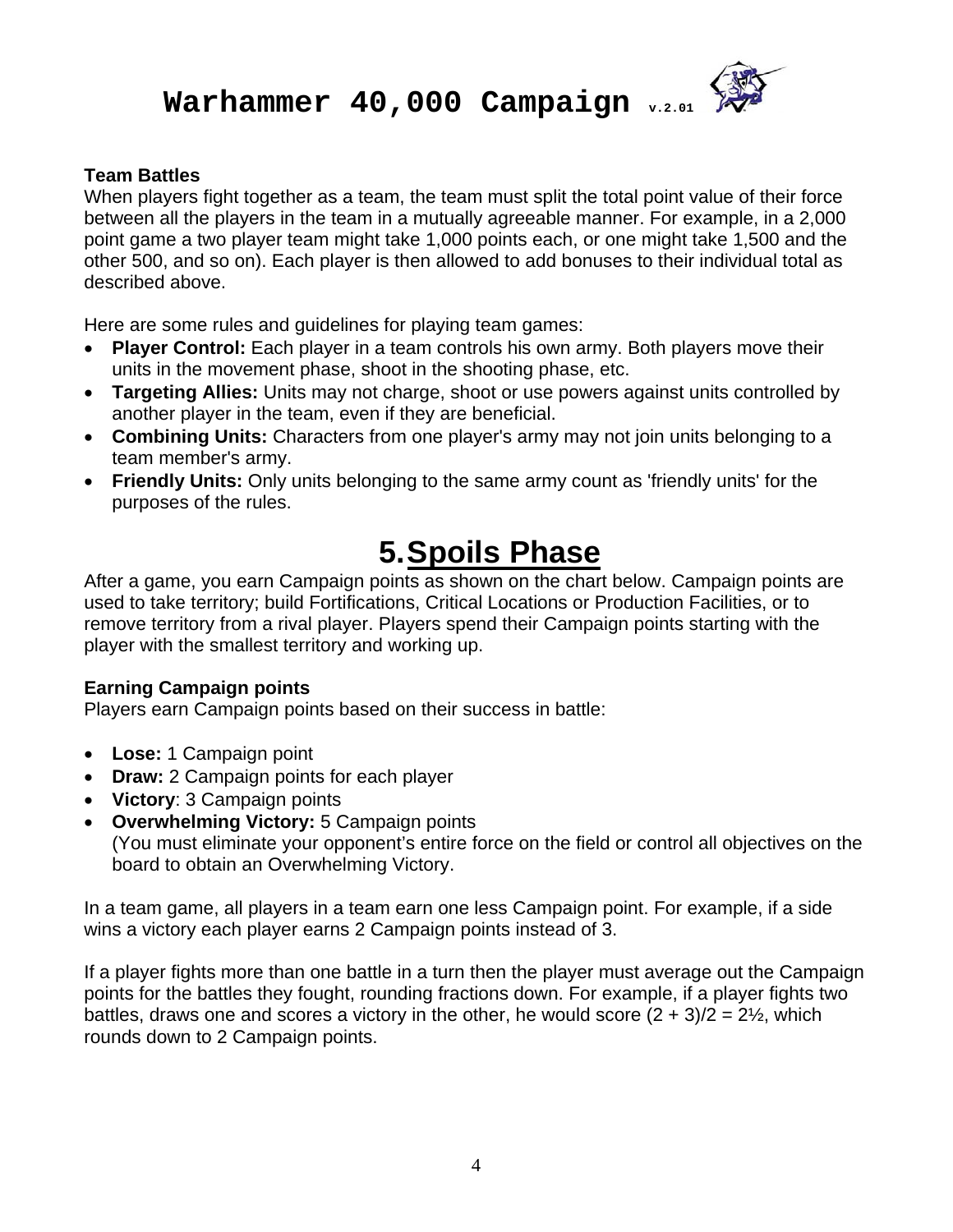**Team Battles**

When players fight together as a team, the team must split the total point value of their force between all the players in the team in a mutually agreeable manner. For example, in a 2,000 point game a two player team might take 1,000 points each, or one might take 1,500 and the other 500, and so on). Each player is then allowed to add bonuses to their individual total as described above.

Here are some rules and guidelines for playing team games:

- **Player Control:** Each player in a team controls his own army. Both players move their units in the movement phase, shoot in the shooting phase, etc.
- **Targeting Allies:** Units may not charge, shoot or use powers against units controlled by another player in the team, even if they are beneficial.
- **Combining Units:** Characters from one player's army may not join units belonging to a team member's army.
- **Friendly Units:** Only units belonging to the same army count as 'friendly units' for the purposes of the rules.

# 5. Spoils Phase

After a game, you earn Campaign points as shown on the chart below. Campaign points are used to take territory; build Fortifications, Critical Locations or Production Facilities, or to remove territory from a rival player. Players spend their Campaign points starting with the player with the smallest territory and working up.

**Earning Campaign points**

Players earn Campaign points based on their success in battle:

- **Lose:** 1 Campaign point
- **Draw:** 2 Campaign points for each player
- **Victory**: 3 Campaign points
- **Overwhelming Victory:** 5 Campaign points
  (You must eliminate your opponent's entire force on the field or control all objectives on the board to obtain an Overwhelming Victory.

In a team game, all players in a team earn one less Campaign point. For example, if a side wins a victory each player earns 2 Campaign points instead of 3.

If a player fights more than one battle in a turn then the player must average out the Campaign points for the battles they fought, rounding fractions down. For example, if a player fights two battles, draws one and scores a victory in the other, he would score $(2 + 3)/2 = 2\frac{1}{2}$, which rounds down to 2 Campaign points.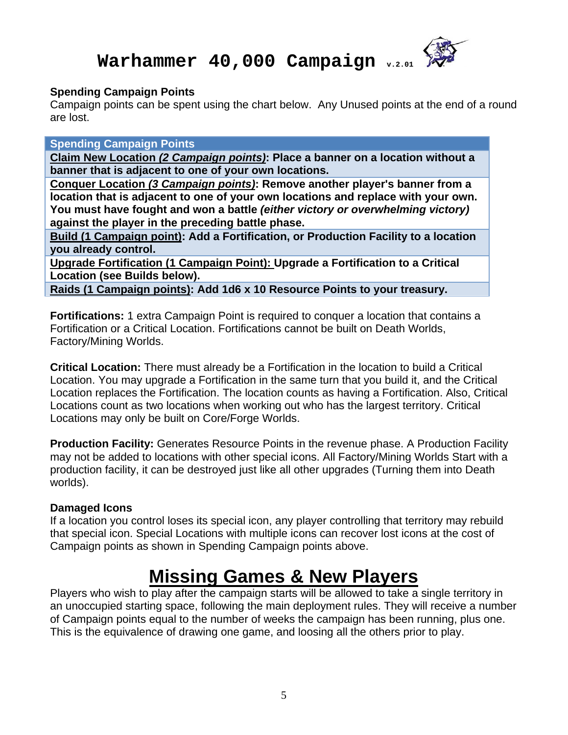# Warhammer 40,000 Campaign v.2.01

**Spending Campaign Points**

Campaign points can be spent using the chart below. Any Unused points at the end of a round are lost.

| Spending Campaign Points |
|---|
| **Claim New Location *(2 Campaign points)*: Place a banner on a location without a banner that is adjacent to one of your own locations.** |
| **Conquer Location *(3 Campaign points)*: Remove another player's banner from a location that is adjacent to one of your own locations and replace with your own. You must have fought and won a battle *(either victory or overwhelming victory)* against the player in the preceding battle phase.** |
| **Build (1 Campaign point): Add a Fortification, or Production Facility to a location you already control.** |
| **Upgrade Fortification (1 Campaign Point): Upgrade a Fortification to a Critical Location (see Builds below).** |
| **Raids (1 Campaign points): Add 1d6 x 10 Resource Points to your treasury.** |

**Fortifications:** 1 extra Campaign Point is required to conquer a location that contains a Fortification or a Critical Location. Fortifications cannot be built on Death Worlds, Factory/Mining Worlds.

**Critical Location:** There must already be a Fortification in the location to build a Critical Location. You may upgrade a Fortification in the same turn that you build it, and the Critical Location replaces the Fortification. The location counts as having a Fortification. Also, Critical Locations count as two locations when working out who has the largest territory. Critical Locations may only be built on Core/Forge Worlds.

**Production Facility:** Generates Resource Points in the revenue phase. A Production Facility may not be added to locations with other special icons. All Factory/Mining Worlds Start with a production facility, it can be destroyed just like all other upgrades (Turning them into Death worlds).

**Damaged Icons**

If a location you control loses its special icon, any player controlling that territory may rebuild that special icon. Special Locations with multiple icons can recover lost icons at the cost of Campaign points as shown in Spending Campaign points above.

## Missing Games & New Players

Players who wish to play after the campaign starts will be allowed to take a single territory in an unoccupied starting space, following the main deployment rules. They will receive a number of Campaign points equal to the number of weeks the campaign has been running, plus one. This is the equivalence of drawing one game, and loosing all the others prior to play.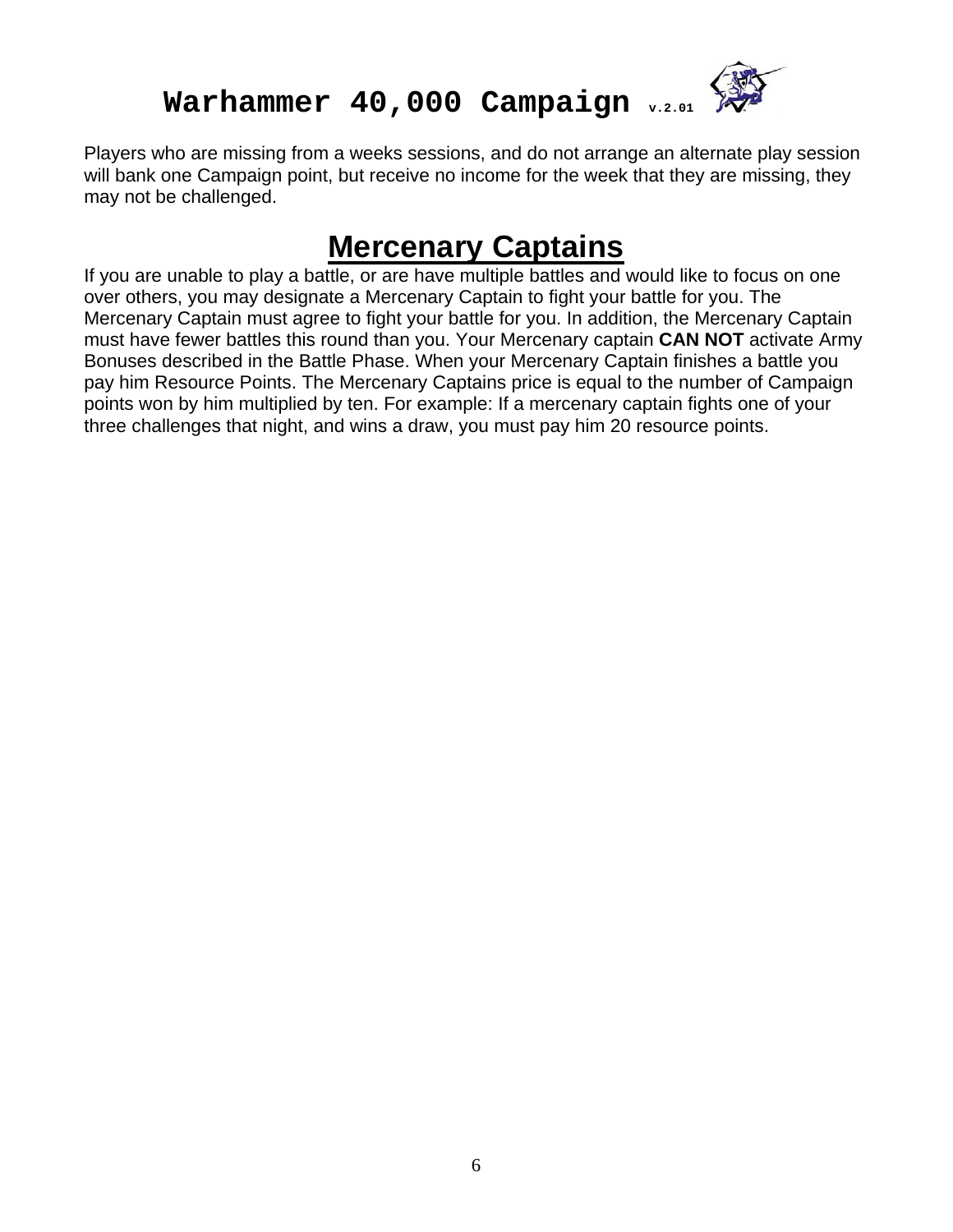Players who are missing from a weeks sessions, and do not arrange an alternate play session will bank one Campaign point, but receive no income for the week that they are missing, they may not be challenged.

## Mercenary Captains

If you are unable to play a battle, or are have multiple battles and would like to focus on one over others, you may designate a Mercenary Captain to fight your battle for you. The Mercenary Captain must agree to fight your battle for you. In addition, the Mercenary Captain must have fewer battles this round than you. Your Mercenary captain **CAN NOT** activate Army Bonuses described in the Battle Phase. When your Mercenary Captain finishes a battle you pay him Resource Points. The Mercenary Captains price is equal to the number of Campaign points won by him multiplied by ten. For example: If a mercenary captain fights one of your three challenges that night, and wins a draw, you must pay him 20 resource points.